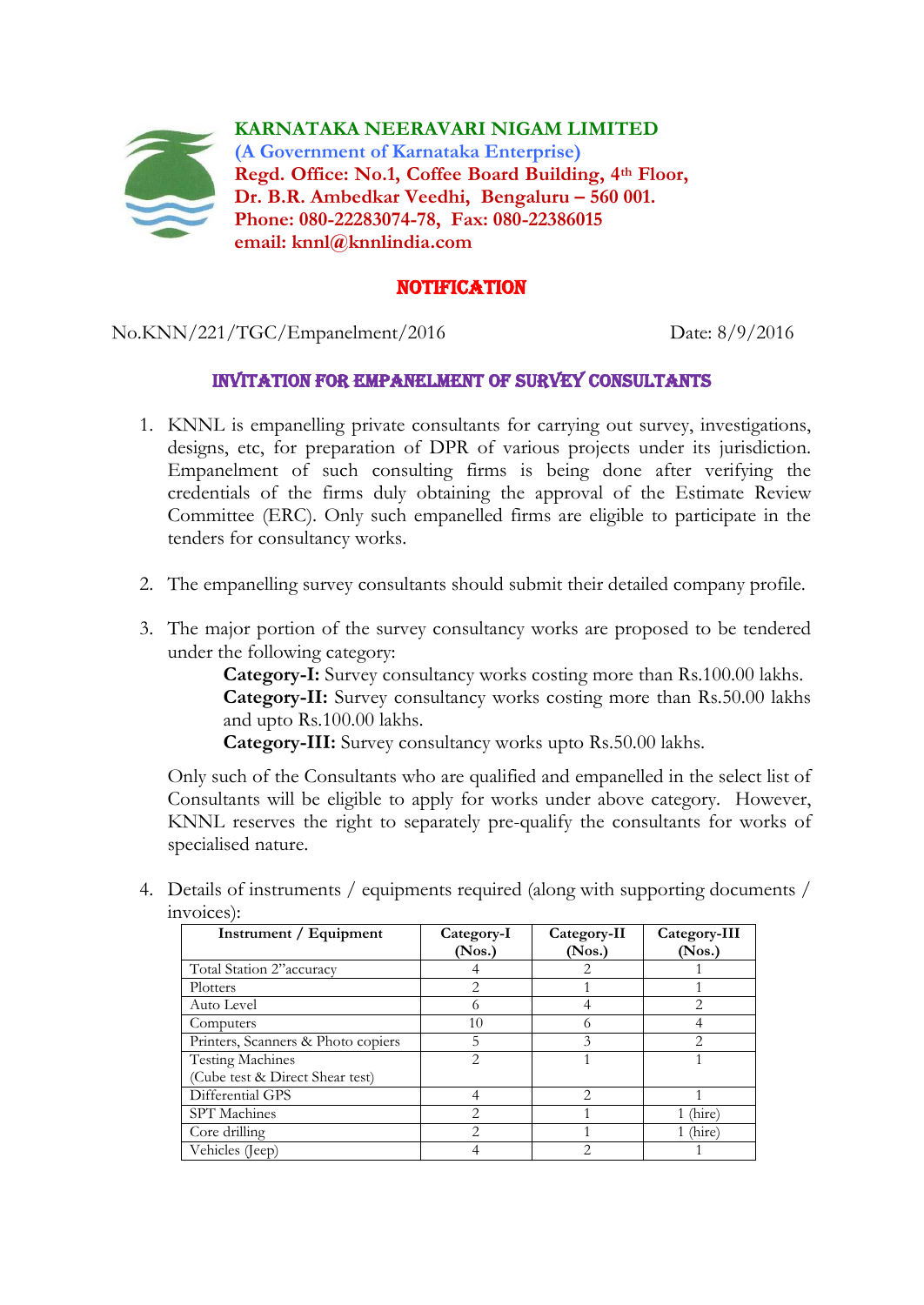**KARNATAKA NEERAVARI NIGAM LIMITED**
**(A Government of Karnataka Enterprise)**
**Regd. Office: No.1, Coffee Board Building, 4th Floor,**
**Dr. B.R. Ambedkar Veedhi, Bengaluru – 560 001.**
**Phone: 080-22283074-78, Fax: 080-22386015**
**email: knnl@knnlindia.com**

## NOTIFICATION

No.KNN/221/TGC/Empanelment/2016 Date: 8/9/2016

### INVITATION FOR EMPANELMENT OF SURVEY CONSULTANTS

1. KNNL is empanelling private consultants for carrying out survey, investigations, designs, etc, for preparation of DPR of various projects under its jurisdiction. Empanelment of such consulting firms is being done after verifying the credentials of the firms duly obtaining the approval of the Estimate Review Committee (ERC). Only such empanelled firms are eligible to participate in the tenders for consultancy works.

2. The empanelling survey consultants should submit their detailed company profile.

3. The major portion of the survey consultancy works are proposed to be tendered under the following category:

   **Category-I:** Survey consultancy works costing more than Rs.100.00 lakhs.
   **Category-II:** Survey consultancy works costing more than Rs.50.00 lakhs and upto Rs.100.00 lakhs.
   **Category-III:** Survey consultancy works upto Rs.50.00 lakhs.

   Only such of the Consultants who are qualified and empanelled in the select list of Consultants will be eligible to apply for works under above category. However, KNNL reserves the right to separately pre-qualify the consultants for works of specialised nature.

4. Details of instruments / equipments required (along with supporting documents / invoices):

| Instrument / Equipment | Category-I (Nos.) | Category-II (Nos.) | Category-III (Nos.) |
|---|---|---|---|
| Total Station 2"accuracy | 4 | 2 | 1 |
| Plotters | 2 | 1 | 1 |
| Auto Level | 6 | 4 | 2 |
| Computers | 10 | 6 | 4 |
| Printers, Scanners & Photo copiers | 5 | 3 | 2 |
| Testing Machines (Cube test & Direct Shear test) | 2 | 1 | 1 |
| Differential GPS | 4 | 2 | 1 |
| SPT Machines | 2 | 1 | 1 (hire) |
| Core drilling | 2 | 1 | 1 (hire) |
| Vehicles (Jeep) | 4 | 2 | 1 |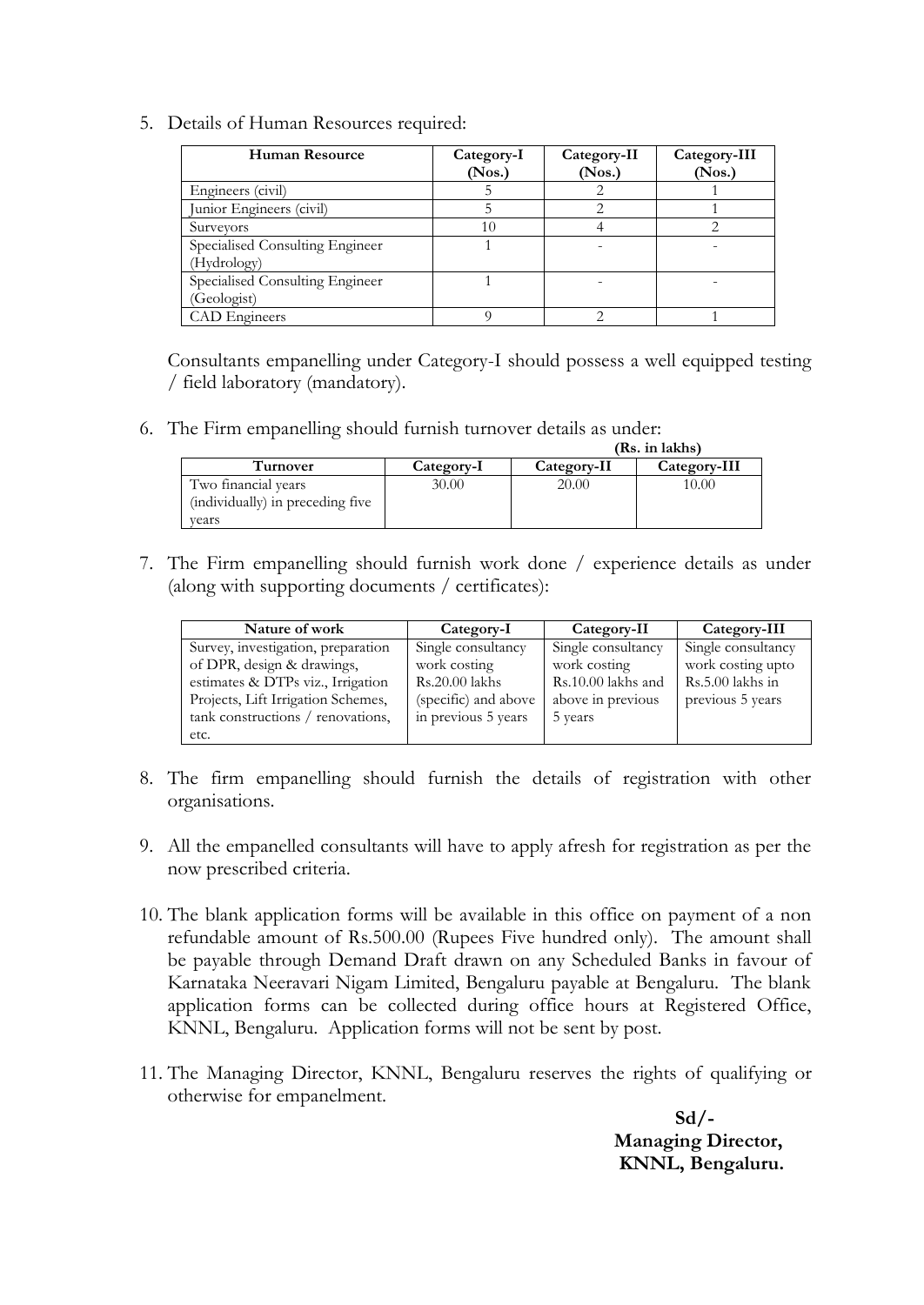5. Details of Human Resources required:

| Human Resource | Category-I (Nos.) | Category-II (Nos.) | Category-III (Nos.) |
|---|---|---|---|
| Engineers (civil) | 5 | 2 | 1 |
| Junior Engineers (civil) | 5 | 2 | 1 |
| Surveyors | 10 | 4 | 2 |
| Specialised Consulting Engineer (Hydrology) | 1 | - | - |
| Specialised Consulting Engineer (Geologist) | 1 | - | - |
| CAD Engineers | 9 | 2 | 1 |

Consultants empanelling under Category-I should possess a well equipped testing / field laboratory (mandatory).

6. The Firm empanelling should furnish turnover details as under:

**(Rs. in lakhs)**

| Turnover | Category-I | Category-II | Category-III |
|---|---|---|---|
| Two financial years (individually) in preceding five years | 30.00 | 20.00 | 10.00 |

7. The Firm empanelling should furnish work done / experience details as under (along with supporting documents / certificates):

| Nature of work | Category-I | Category-II | Category-III |
|---|---|---|---|
| Survey, investigation, preparation of DPR, design & drawings, estimates & DTPs viz., Irrigation Projects, Lift Irrigation Schemes, tank constructions / renovations, etc. | Single consultancy work costing Rs.20.00 lakhs (specific) and above in previous 5 years | Single consultancy work costing Rs.10.00 lakhs and above in previous 5 years | Single consultancy work costing upto Rs.5.00 lakhs in previous 5 years |

8. The firm empanelling should furnish the details of registration with other organisations.

9. All the empanelled consultants will have to apply afresh for registration as per the now prescribed criteria.

10. The blank application forms will be available in this office on payment of a non refundable amount of Rs.500.00 (Rupees Five hundred only). The amount shall be payable through Demand Draft drawn on any Scheduled Banks in favour of Karnataka Neeravari Nigam Limited, Bengaluru payable at Bengaluru. The blank application forms can be collected during office hours at Registered Office, KNNL, Bengaluru. Application forms will not be sent by post.

11. The Managing Director, KNNL, Bengaluru reserves the rights of qualifying or otherwise for empanelment.

**Sd/-**
**Managing Director,**
**KNNL, Bengaluru.**